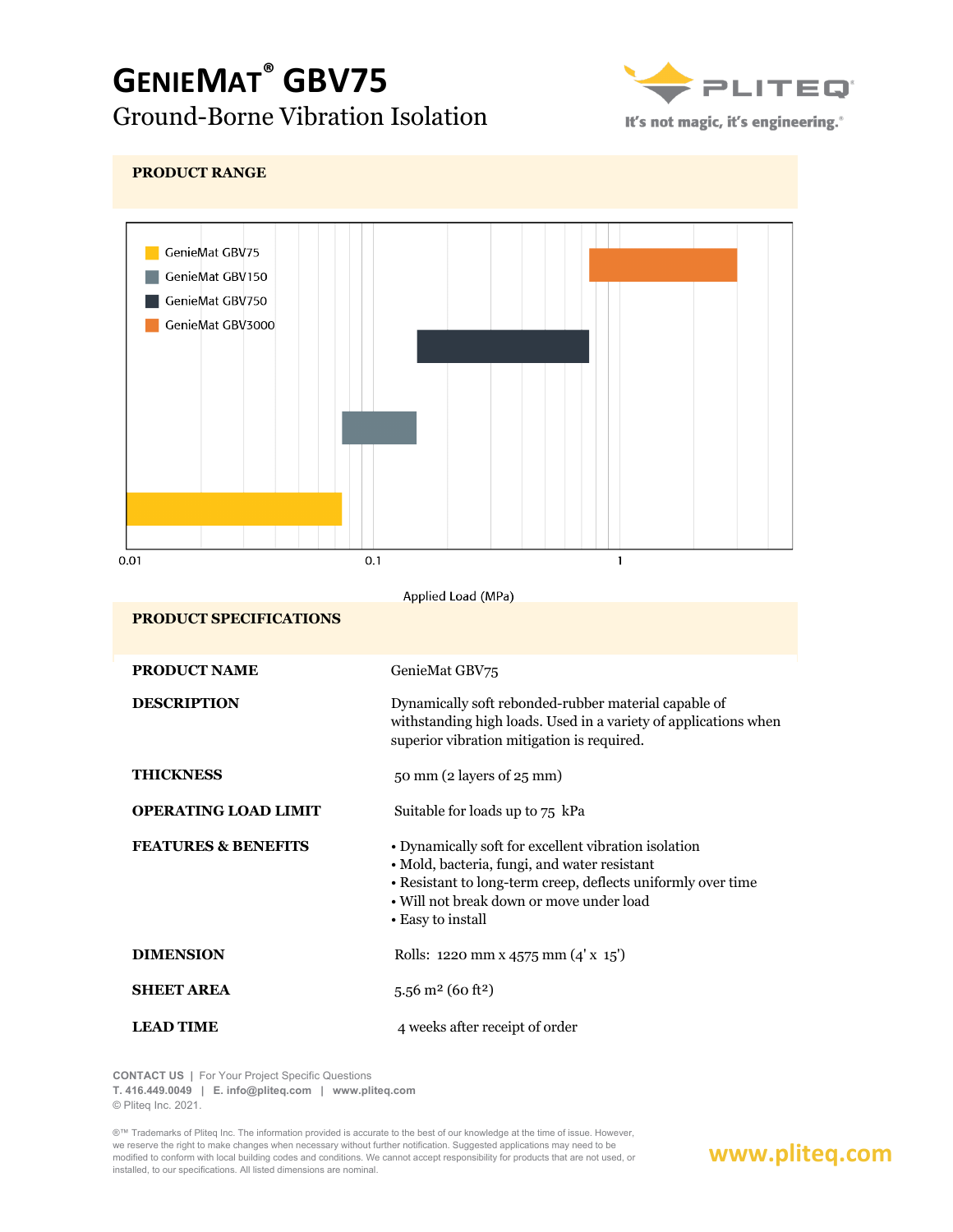# GenieMat® GBV75

## Ground-Borne Vibration Isolation

PLITEQ — It's not magic, it's engineering.®

## PRODUCT RANGE

- GenieMat GBV75
- GenieMat GBV150
- GenieMat GBV750
- GenieMat GBV3000

0.01 | 0.1 | 1

Applied Load (MPa)

## PRODUCT SPECIFICATIONS

| | |
|---|---|
| **PRODUCT NAME** | GenieMat GBV75 |
| **DESCRIPTION** | Dynamically soft rebonded-rubber material capable of withstanding high loads. Used in a variety of applications when superior vibration mitigation is required. |
| **THICKNESS** | 50 mm (2 layers of 25 mm) |
| **OPERATING LOAD LIMIT** | Suitable for loads up to 75 kPa |
| **FEATURES & BENEFITS** | • Dynamically soft for excellent vibration isolation<br>• Mold, bacteria, fungi, and water resistant<br>• Resistant to long-term creep, deflects uniformly over time<br>• Will not break down or move under load<br>• Easy to install |
| **DIMENSION** | Rolls: 1220 mm x 4575 mm (4' x 15') |
| **SHEET AREA** | 5.56 m² (60 ft²) |
| **LEAD TIME** | 4 weeks after receipt of order |

**CONTACT US** | For Your Project Specific Questions
**T. 416.449.0049** | **E. info@pliteq.com** | **www.pliteq.com**
© Pliteq Inc. 2021.

®™ Trademarks of Pliteq Inc. The information provided is accurate to the best of our knowledge at the time of issue. However, we reserve the right to make changes when necessary without further notification. Suggested applications may need to be modified to conform with local building codes and conditions. We cannot accept responsibility for products that are not used, or installed, to our specifications. All listed dimensions are nominal.

www.pliteq.com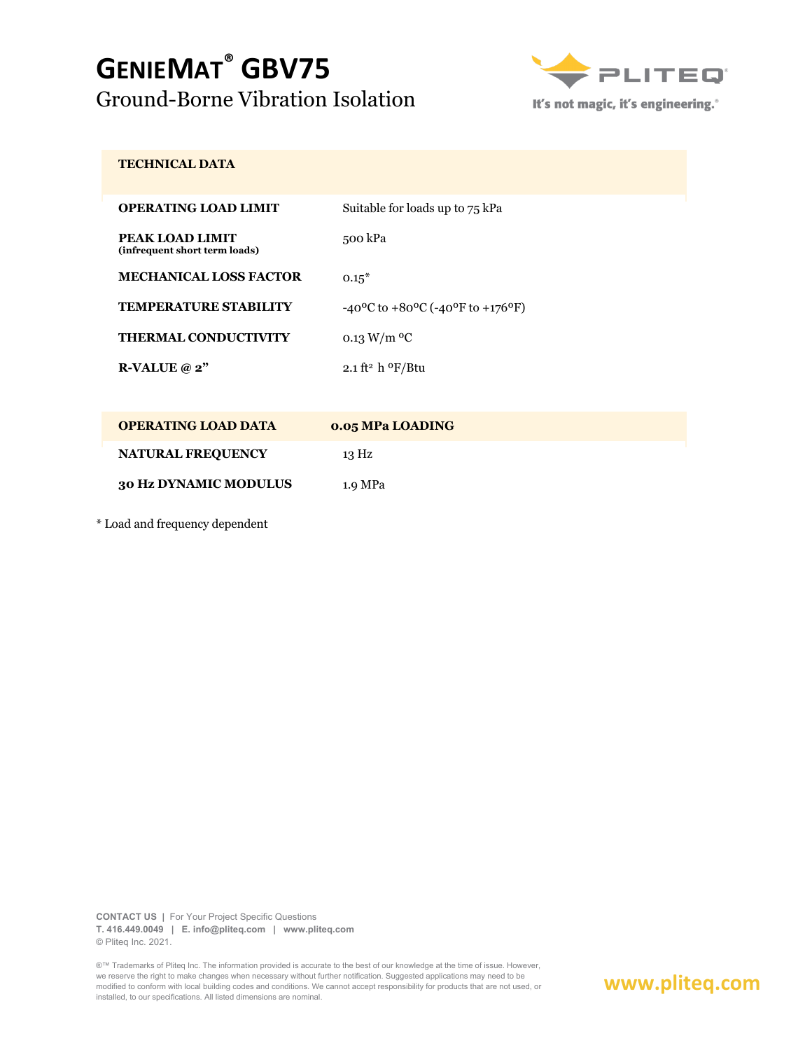# GenieMat® GBV75

## Ground-Borne Vibration Isolation

| TECHNICAL DATA | |
|---|---|
| **OPERATING LOAD LIMIT** | Suitable for loads up to 75 kPa |
| **PEAK LOAD LIMIT** (infrequent short term loads) | 500 kPa |
| **MECHANICAL LOSS FACTOR** | 0.15* |
| **TEMPERATURE STABILITY** | -40ºC to +80ºC (-40ºF to +176ºF) |
| **THERMAL CONDUCTIVITY** | 0.13 W/m ºC |
| **R-VALUE @ 2"** | 2.1 $ft^2$ h ºF/Btu |

| OPERATING LOAD DATA | 0.05 MPa LOADING |
|---|---|
| **NATURAL FREQUENCY** | 13 Hz |
| **30 Hz DYNAMIC MODULUS** | 1.9 MPa |

* Load and frequency dependent

**CONTACT US** | For Your Project Specific Questions
**T. 416.449.0049** | **E. info@pliteq.com** | **www.pliteq.com**
© Pliteq Inc. 2021.

®™ Trademarks of Pliteq Inc. The information provided is accurate to the best of our knowledge at the time of issue. However, we reserve the right to make changes when necessary without further notification. Suggested applications may need to be modified to conform with local building codes and conditions. We cannot accept responsibility for products that are not used, or installed, to our specifications. All listed dimensions are nominal.

www.pliteq.com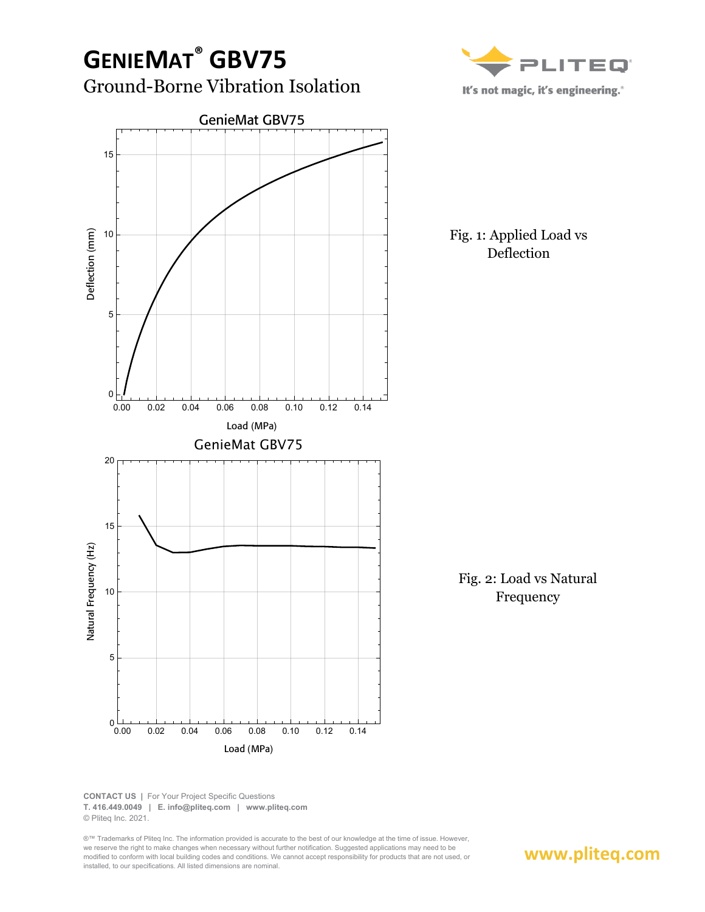# GenieMat® GBV75

## Ground-Borne Vibration Isolation

Fig. 1: Applied Load vs Deflection

Fig. 2: Load vs Natural Frequency

**CONTACT US** | For Your Project Specific Questions
**T. 416.449.0049** | **E. info@pliteq.com** | **www.pliteq.com**
© Pliteq Inc. 2021.

®™ Trademarks of Pliteq Inc. The information provided is accurate to the best of our knowledge at the time of issue. However, we reserve the right to make changes when necessary without further notification. Suggested applications may need to be modified to conform with local building codes and conditions. We cannot accept responsibility for products that are not used, or installed, to our specifications. All listed dimensions are nominal.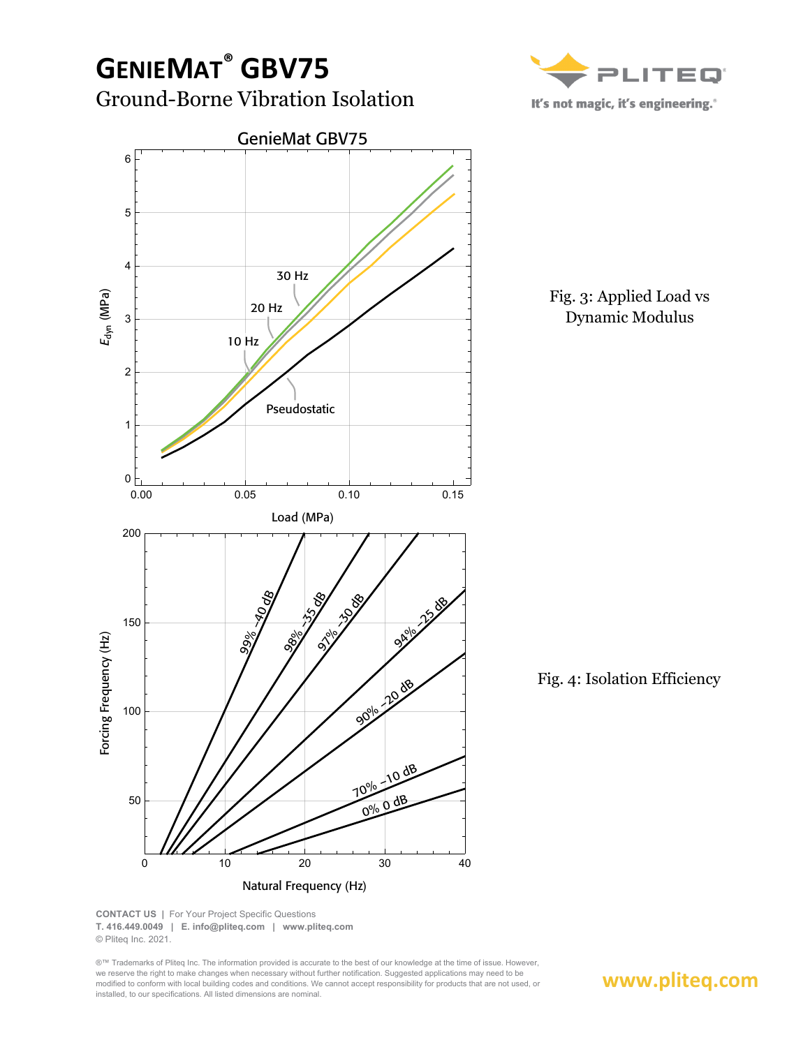# GenieMat® GBV75

## Ground-Borne Vibration Isolation

It's not magic, it's engineering.®

GenieMat GBV75

30 Hz

20 Hz

10 Hz

Pseudostatic

$E_{dyn}$ (MPa)

6
5
4
3
2
1
0

0.00
0.05
0.10
0.15

Load (MPa)

Fig. 3: Applied Load vs Dynamic Modulus

99% −40 dB

98% −35 dB

97% −30 dB

94% −25 dB

90% −20 dB

70% −10 dB

0% 0 dB

Forcing Frequency (Hz)

200
150
100
50

0
10
20
30
40

Natural Frequency (Hz)

Fig. 4: Isolation Efficiency

**CONTACT US** | For Your Project Specific Questions

**T. 416.449.0049** | **E. info@pliteq.com** | **www.pliteq.com**

© Pliteq Inc. 2021.

®™ Trademarks of Pliteq Inc. The information provided is accurate to the best of our knowledge at the time of issue. However, we reserve the right to make changes when necessary without further notification. Suggested applications may need to be modified to conform with local building codes and conditions. We cannot accept responsibility for products that are not used, or installed, to our specifications. All listed dimensions are nominal.

**www.pliteq.com**